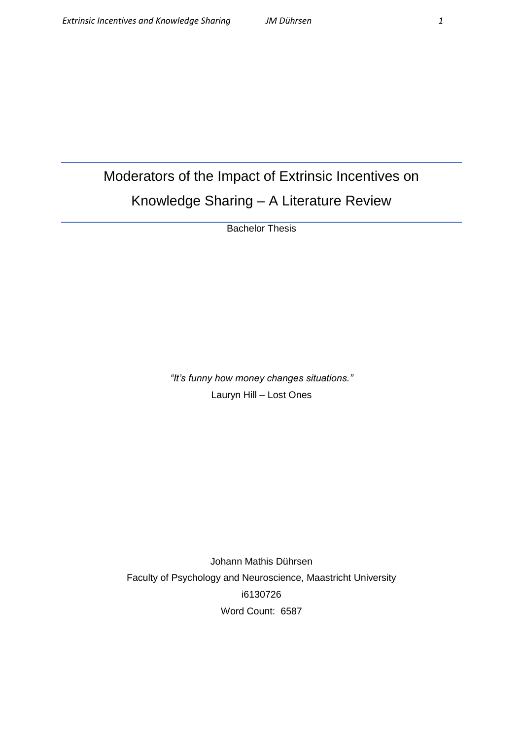# Moderators of the Impact of Extrinsic Incentives on Knowledge Sharing – A Literature Review

Bachelor Thesis

*"It's funny how money changes situations."*
Lauryn Hill – Lost Ones

Johann Mathis Dührsen
Faculty of Psychology and Neuroscience, Maastricht University
i6130726
Word Count: 6587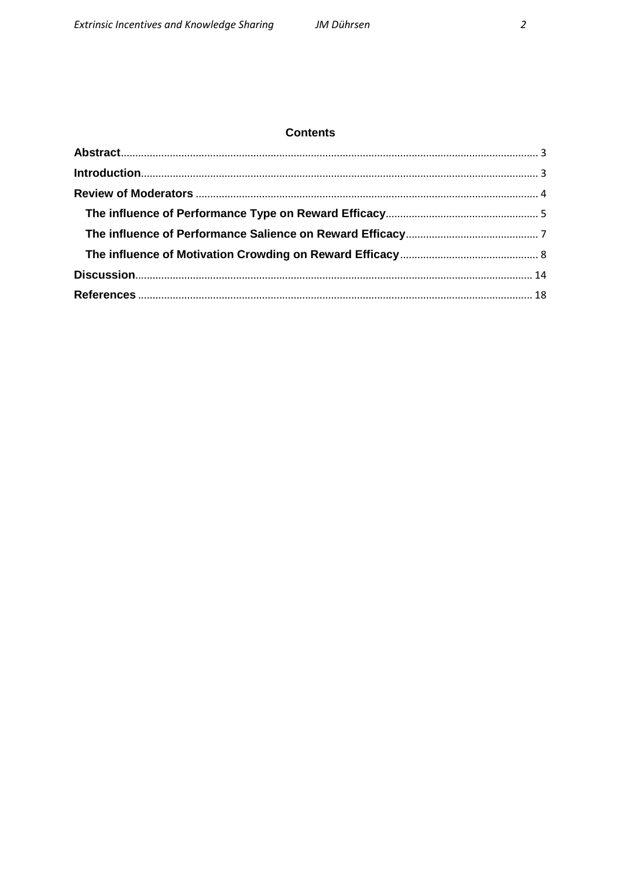## Contents

**Abstract**............................................................................................................................................. 3
**Introduction**.......................................................................................................................................... 3
**Review of Moderators** ........................................................................................................................ 4
  **The influence of Performance Type on Reward Efficacy**....................................................... 5
  **The influence of Performance Salience on Reward Efficacy**.................................................. 7
  **The influence of Motivation Crowding on Reward Efficacy**................................................... 8
**Discussion**........................................................................................................................................ 14
**References** ....................................................................................................................................... 18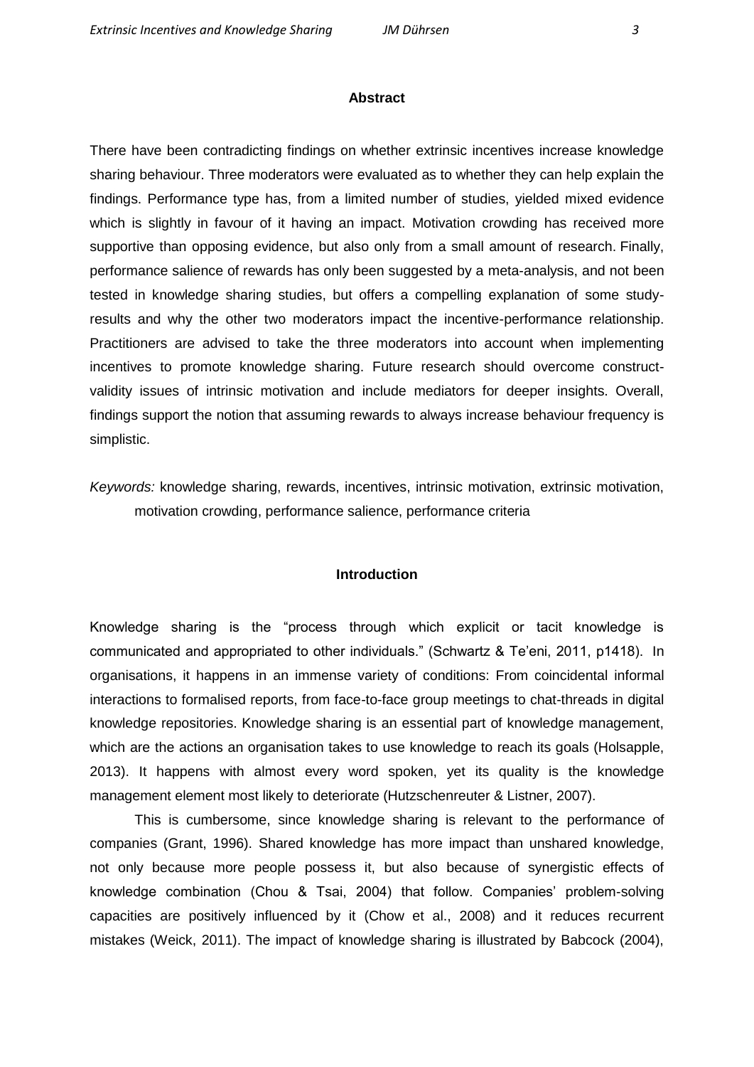## Abstract

There have been contradicting findings on whether extrinsic incentives increase knowledge sharing behaviour. Three moderators were evaluated as to whether they can help explain the findings. Performance type has, from a limited number of studies, yielded mixed evidence which is slightly in favour of it having an impact. Motivation crowding has received more supportive than opposing evidence, but also only from a small amount of research. Finally, performance salience of rewards has only been suggested by a meta-analysis, and not been tested in knowledge sharing studies, but offers a compelling explanation of some study-results and why the other two moderators impact the incentive-performance relationship. Practitioners are advised to take the three moderators into account when implementing incentives to promote knowledge sharing. Future research should overcome construct-validity issues of intrinsic motivation and include mediators for deeper insights. Overall, findings support the notion that assuming rewards to always increase behaviour frequency is simplistic.

*Keywords:* knowledge sharing, rewards, incentives, intrinsic motivation, extrinsic motivation, motivation crowding, performance salience, performance criteria

## Introduction

Knowledge sharing is the "process through which explicit or tacit knowledge is communicated and appropriated to other individuals." (Schwartz & Te'eni, 2011, p1418). In organisations, it happens in an immense variety of conditions: From coincidental informal interactions to formalised reports, from face-to-face group meetings to chat-threads in digital knowledge repositories. Knowledge sharing is an essential part of knowledge management, which are the actions an organisation takes to use knowledge to reach its goals (Holsapple, 2013). It happens with almost every word spoken, yet its quality is the knowledge management element most likely to deteriorate (Hutzschenreuter & Listner, 2007).

This is cumbersome, since knowledge sharing is relevant to the performance of companies (Grant, 1996). Shared knowledge has more impact than unshared knowledge, not only because more people possess it, but also because of synergistic effects of knowledge combination (Chou & Tsai, 2004) that follow. Companies' problem-solving capacities are positively influenced by it (Chow et al., 2008) and it reduces recurrent mistakes (Weick, 2011). The impact of knowledge sharing is illustrated by Babcock (2004),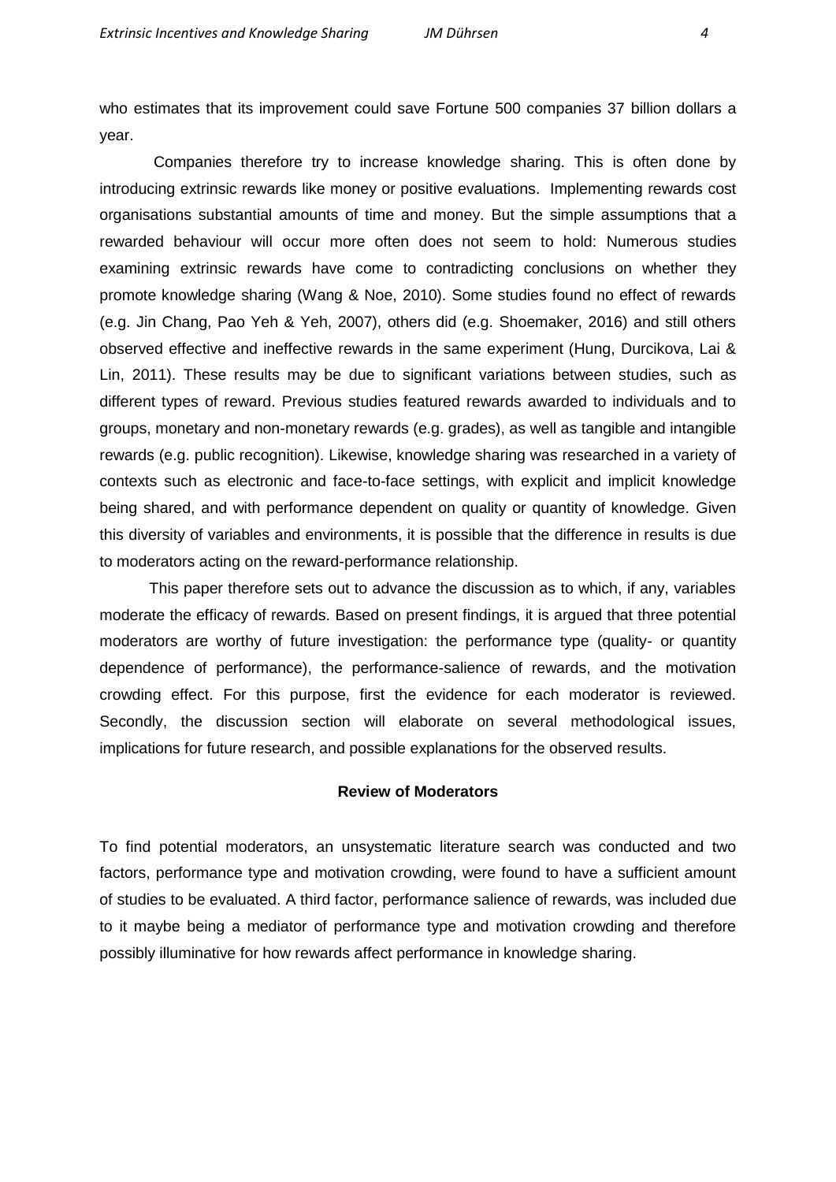who estimates that its improvement could save Fortune 500 companies 37 billion dollars a year.

Companies therefore try to increase knowledge sharing. This is often done by introducing extrinsic rewards like money or positive evaluations. Implementing rewards cost organisations substantial amounts of time and money. But the simple assumptions that a rewarded behaviour will occur more often does not seem to hold: Numerous studies examining extrinsic rewards have come to contradicting conclusions on whether they promote knowledge sharing (Wang & Noe, 2010). Some studies found no effect of rewards (e.g. Jin Chang, Pao Yeh & Yeh, 2007), others did (e.g. Shoemaker, 2016) and still others observed effective and ineffective rewards in the same experiment (Hung, Durcikova, Lai & Lin, 2011). These results may be due to significant variations between studies, such as different types of reward. Previous studies featured rewards awarded to individuals and to groups, monetary and non-monetary rewards (e.g. grades), as well as tangible and intangible rewards (e.g. public recognition). Likewise, knowledge sharing was researched in a variety of contexts such as electronic and face-to-face settings, with explicit and implicit knowledge being shared, and with performance dependent on quality or quantity of knowledge. Given this diversity of variables and environments, it is possible that the difference in results is due to moderators acting on the reward-performance relationship.

This paper therefore sets out to advance the discussion as to which, if any, variables moderate the efficacy of rewards. Based on present findings, it is argued that three potential moderators are worthy of future investigation: the performance type (quality- or quantity dependence of performance), the performance-salience of rewards, and the motivation crowding effect. For this purpose, first the evidence for each moderator is reviewed. Secondly, the discussion section will elaborate on several methodological issues, implications for future research, and possible explanations for the observed results.

## Review of Moderators

To find potential moderators, an unsystematic literature search was conducted and two factors, performance type and motivation crowding, were found to have a sufficient amount of studies to be evaluated. A third factor, performance salience of rewards, was included due to it maybe being a mediator of performance type and motivation crowding and therefore possibly illuminative for how rewards affect performance in knowledge sharing.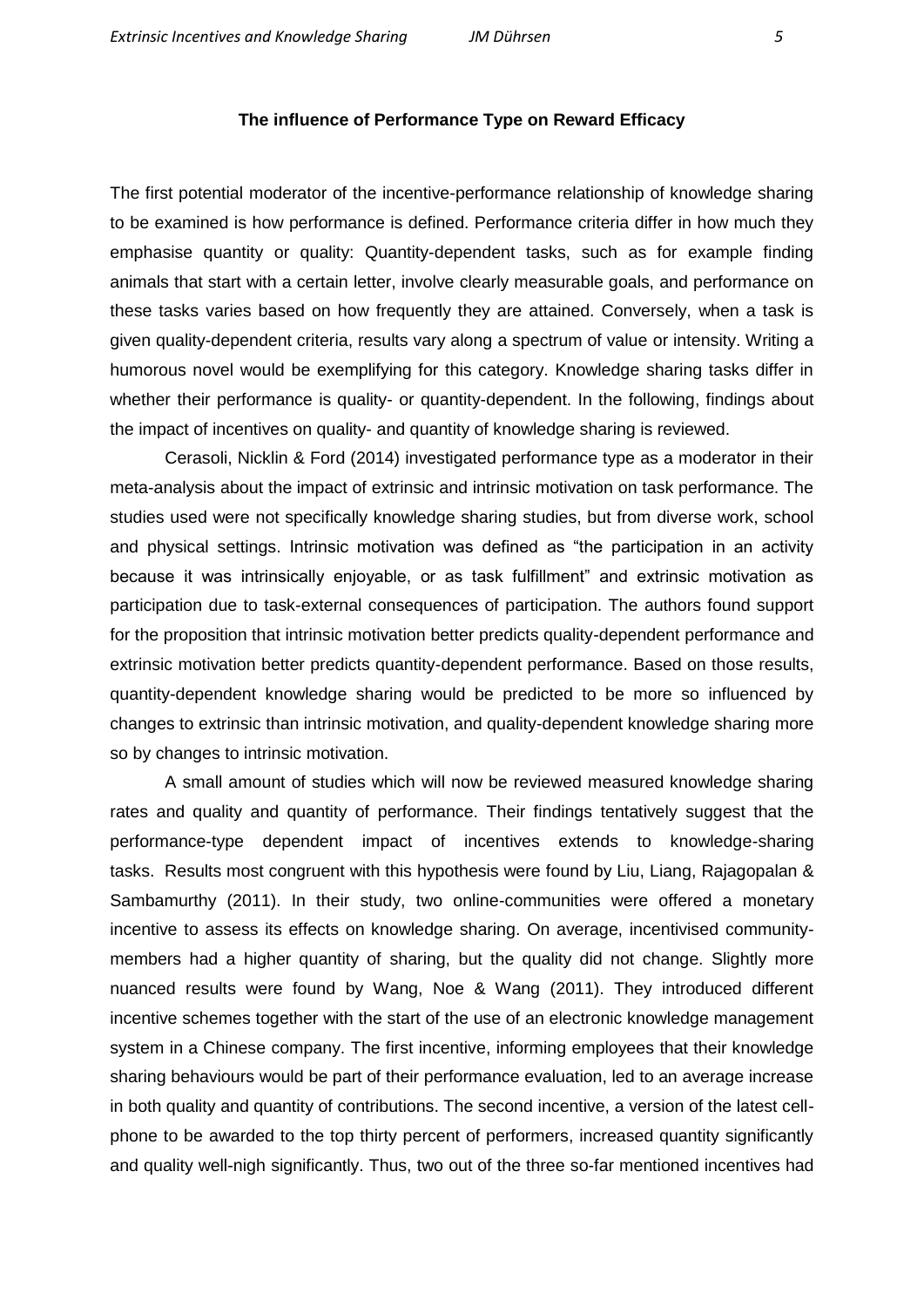## The influence of Performance Type on Reward Efficacy

The first potential moderator of the incentive-performance relationship of knowledge sharing to be examined is how performance is defined. Performance criteria differ in how much they emphasise quantity or quality: Quantity-dependent tasks, such as for example finding animals that start with a certain letter, involve clearly measurable goals, and performance on these tasks varies based on how frequently they are attained. Conversely, when a task is given quality-dependent criteria, results vary along a spectrum of value or intensity. Writing a humorous novel would be exemplifying for this category. Knowledge sharing tasks differ in whether their performance is quality- or quantity-dependent. In the following, findings about the impact of incentives on quality- and quantity of knowledge sharing is reviewed.

Cerasoli, Nicklin & Ford (2014) investigated performance type as a moderator in their meta-analysis about the impact of extrinsic and intrinsic motivation on task performance. The studies used were not specifically knowledge sharing studies, but from diverse work, school and physical settings. Intrinsic motivation was defined as "the participation in an activity because it was intrinsically enjoyable, or as task fulfillment" and extrinsic motivation as participation due to task-external consequences of participation. The authors found support for the proposition that intrinsic motivation better predicts quality-dependent performance and extrinsic motivation better predicts quantity-dependent performance. Based on those results, quantity-dependent knowledge sharing would be predicted to be more so influenced by changes to extrinsic than intrinsic motivation, and quality-dependent knowledge sharing more so by changes to intrinsic motivation.

A small amount of studies which will now be reviewed measured knowledge sharing rates and quality and quantity of performance. Their findings tentatively suggest that the performance-type dependent impact of incentives extends to knowledge-sharing tasks. Results most congruent with this hypothesis were found by Liu, Liang, Rajagopalan & Sambamurthy (2011). In their study, two online-communities were offered a monetary incentive to assess its effects on knowledge sharing. On average, incentivised community-members had a higher quantity of sharing, but the quality did not change. Slightly more nuanced results were found by Wang, Noe & Wang (2011). They introduced different incentive schemes together with the start of the use of an electronic knowledge management system in a Chinese company. The first incentive, informing employees that their knowledge sharing behaviours would be part of their performance evaluation, led to an average increase in both quality and quantity of contributions. The second incentive, a version of the latest cell-phone to be awarded to the top thirty percent of performers, increased quantity significantly and quality well-nigh significantly. Thus, two out of the three so-far mentioned incentives had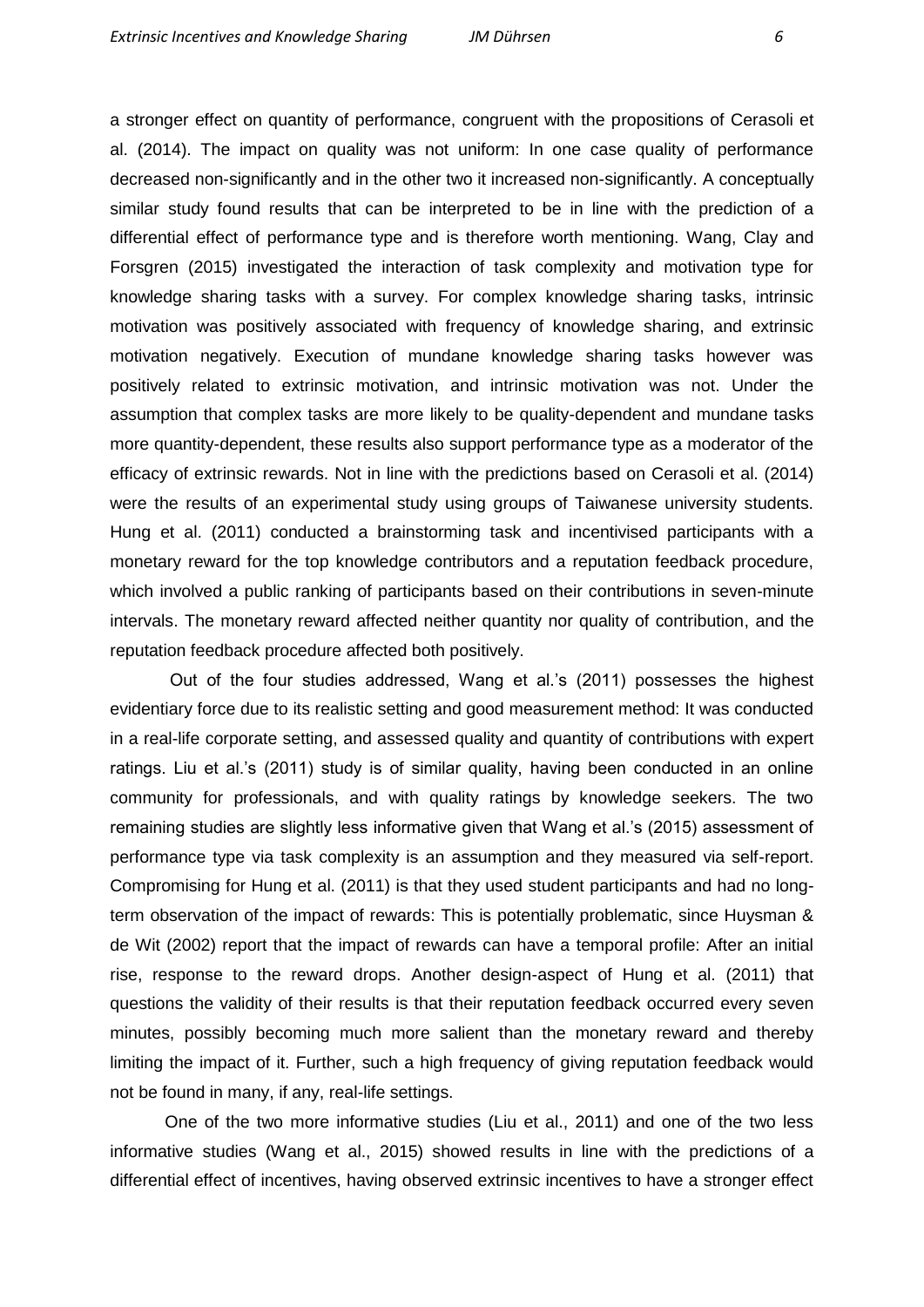a stronger effect on quantity of performance, congruent with the propositions of Cerasoli et al. (2014). The impact on quality was not uniform: In one case quality of performance decreased non-significantly and in the other two it increased non-significantly. A conceptually similar study found results that can be interpreted to be in line with the prediction of a differential effect of performance type and is therefore worth mentioning. Wang, Clay and Forsgren (2015) investigated the interaction of task complexity and motivation type for knowledge sharing tasks with a survey. For complex knowledge sharing tasks, intrinsic motivation was positively associated with frequency of knowledge sharing, and extrinsic motivation negatively. Execution of mundane knowledge sharing tasks however was positively related to extrinsic motivation, and intrinsic motivation was not. Under the assumption that complex tasks are more likely to be quality-dependent and mundane tasks more quantity-dependent, these results also support performance type as a moderator of the efficacy of extrinsic rewards. Not in line with the predictions based on Cerasoli et al. (2014) were the results of an experimental study using groups of Taiwanese university students. Hung et al. (2011) conducted a brainstorming task and incentivised participants with a monetary reward for the top knowledge contributors and a reputation feedback procedure, which involved a public ranking of participants based on their contributions in seven-minute intervals. The monetary reward affected neither quantity nor quality of contribution, and the reputation feedback procedure affected both positively.

Out of the four studies addressed, Wang et al.'s (2011) possesses the highest evidentiary force due to its realistic setting and good measurement method: It was conducted in a real-life corporate setting, and assessed quality and quantity of contributions with expert ratings. Liu et al.'s (2011) study is of similar quality, having been conducted in an online community for professionals, and with quality ratings by knowledge seekers. The two remaining studies are slightly less informative given that Wang et al.'s (2015) assessment of performance type via task complexity is an assumption and they measured via self-report. Compromising for Hung et al. (2011) is that they used student participants and had no long-term observation of the impact of rewards: This is potentially problematic, since Huysman & de Wit (2002) report that the impact of rewards can have a temporal profile: After an initial rise, response to the reward drops. Another design-aspect of Hung et al. (2011) that questions the validity of their results is that their reputation feedback occurred every seven minutes, possibly becoming much more salient than the monetary reward and thereby limiting the impact of it. Further, such a high frequency of giving reputation feedback would not be found in many, if any, real-life settings.

One of the two more informative studies (Liu et al., 2011) and one of the two less informative studies (Wang et al., 2015) showed results in line with the predictions of a differential effect of incentives, having observed extrinsic incentives to have a stronger effect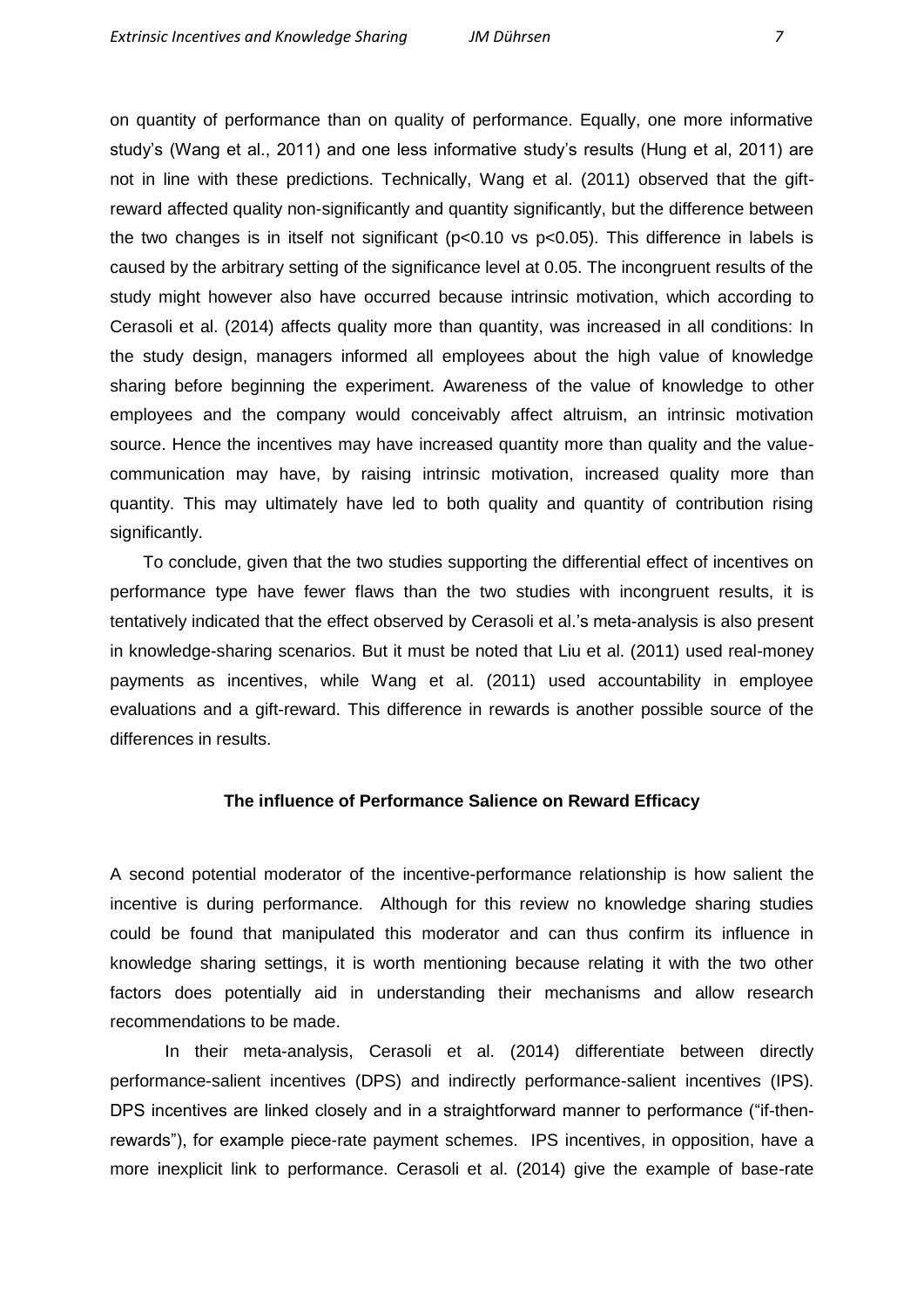on quantity of performance than on quality of performance. Equally, one more informative study's (Wang et al., 2011) and one less informative study's results (Hung et al, 2011) are not in line with these predictions. Technically, Wang et al. (2011) observed that the gift-reward affected quality non-significantly and quantity significantly, but the difference between the two changes is in itself not significant ($p<0.10$ vs $p<0.05$). This difference in labels is caused by the arbitrary setting of the significance level at 0.05. The incongruent results of the study might however also have occurred because intrinsic motivation, which according to Cerasoli et al. (2014) affects quality more than quantity, was increased in all conditions: In the study design, managers informed all employees about the high value of knowledge sharing before beginning the experiment. Awareness of the value of knowledge to other employees and the company would conceivably affect altruism, an intrinsic motivation source. Hence the incentives may have increased quantity more than quality and the value-communication may have, by raising intrinsic motivation, increased quality more than quantity. This may ultimately have led to both quality and quantity of contribution rising significantly.

To conclude, given that the two studies supporting the differential effect of incentives on performance type have fewer flaws than the two studies with incongruent results, it is tentatively indicated that the effect observed by Cerasoli et al.'s meta-analysis is also present in knowledge-sharing scenarios. But it must be noted that Liu et al. (2011) used real-money payments as incentives, while Wang et al. (2011) used accountability in employee evaluations and a gift-reward. This difference in rewards is another possible source of the differences in results.

## The influence of Performance Salience on Reward Efficacy

A second potential moderator of the incentive-performance relationship is how salient the incentive is during performance. Although for this review no knowledge sharing studies could be found that manipulated this moderator and can thus confirm its influence in knowledge sharing settings, it is worth mentioning because relating it with the two other factors does potentially aid in understanding their mechanisms and allow research recommendations to be made.

In their meta-analysis, Cerasoli et al. (2014) differentiate between directly performance-salient incentives (DPS) and indirectly performance-salient incentives (IPS). DPS incentives are linked closely and in a straightforward manner to performance ("if-then-rewards"), for example piece-rate payment schemes. IPS incentives, in opposition, have a more inexplicit link to performance. Cerasoli et al. (2014) give the example of base-rate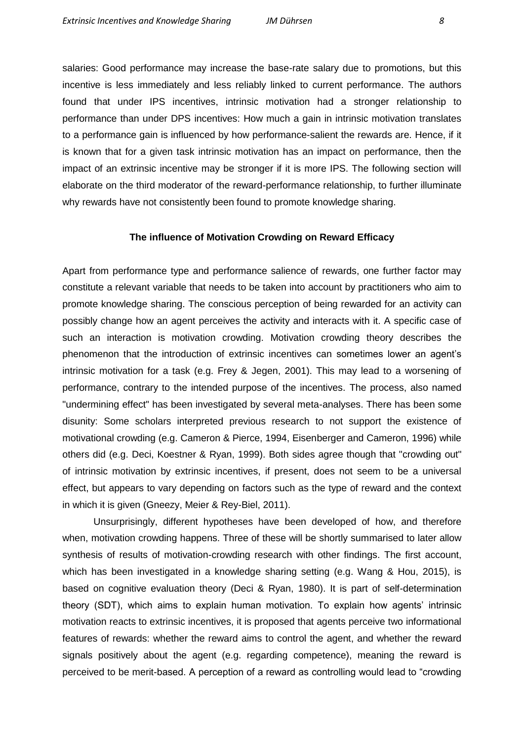salaries: Good performance may increase the base-rate salary due to promotions, but this incentive is less immediately and less reliably linked to current performance. The authors found that under IPS incentives, intrinsic motivation had a stronger relationship to performance than under DPS incentives: How much a gain in intrinsic motivation translates to a performance gain is influenced by how performance-salient the rewards are. Hence, if it is known that for a given task intrinsic motivation has an impact on performance, then the impact of an extrinsic incentive may be stronger if it is more IPS. The following section will elaborate on the third moderator of the reward-performance relationship, to further illuminate why rewards have not consistently been found to promote knowledge sharing.

## The influence of Motivation Crowding on Reward Efficacy

Apart from performance type and performance salience of rewards, one further factor may constitute a relevant variable that needs to be taken into account by practitioners who aim to promote knowledge sharing. The conscious perception of being rewarded for an activity can possibly change how an agent perceives the activity and interacts with it. A specific case of such an interaction is motivation crowding. Motivation crowding theory describes the phenomenon that the introduction of extrinsic incentives can sometimes lower an agent's intrinsic motivation for a task (e.g. Frey & Jegen, 2001). This may lead to a worsening of performance, contrary to the intended purpose of the incentives. The process, also named "undermining effect" has been investigated by several meta-analyses. There has been some disunity: Some scholars interpreted previous research to not support the existence of motivational crowding (e.g. Cameron & Pierce, 1994, Eisenberger and Cameron, 1996) while others did (e.g. Deci, Koestner & Ryan, 1999). Both sides agree though that "crowding out" of intrinsic motivation by extrinsic incentives, if present, does not seem to be a universal effect, but appears to vary depending on factors such as the type of reward and the context in which it is given (Gneezy, Meier & Rey-Biel, 2011).

Unsurprisingly, different hypotheses have been developed of how, and therefore when, motivation crowding happens. Three of these will be shortly summarised to later allow synthesis of results of motivation-crowding research with other findings. The first account, which has been investigated in a knowledge sharing setting (e.g. Wang & Hou, 2015), is based on cognitive evaluation theory (Deci & Ryan, 1980). It is part of self-determination theory (SDT), which aims to explain human motivation. To explain how agents' intrinsic motivation reacts to extrinsic incentives, it is proposed that agents perceive two informational features of rewards: whether the reward aims to control the agent, and whether the reward signals positively about the agent (e.g. regarding competence), meaning the reward is perceived to be merit-based. A perception of a reward as controlling would lead to "crowding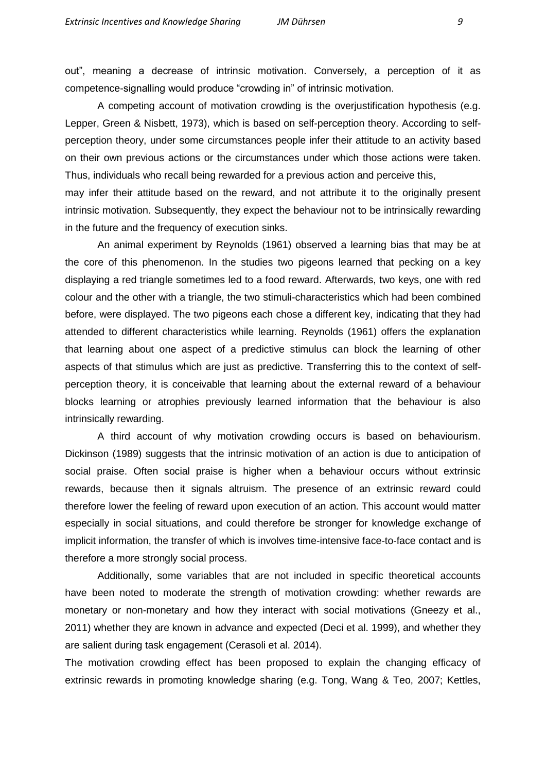out", meaning a decrease of intrinsic motivation. Conversely, a perception of it as competence-signalling would produce "crowding in" of intrinsic motivation.

A competing account of motivation crowding is the overjustification hypothesis (e.g. Lepper, Green & Nisbett, 1973), which is based on self-perception theory. According to self-perception theory, under some circumstances people infer their attitude to an activity based on their own previous actions or the circumstances under which those actions were taken. Thus, individuals who recall being rewarded for a previous action and perceive this,

may infer their attitude based on the reward, and not attribute it to the originally present intrinsic motivation. Subsequently, they expect the behaviour not to be intrinsically rewarding in the future and the frequency of execution sinks.

An animal experiment by Reynolds (1961) observed a learning bias that may be at the core of this phenomenon. In the studies two pigeons learned that pecking on a key displaying a red triangle sometimes led to a food reward. Afterwards, two keys, one with red colour and the other with a triangle, the two stimuli-characteristics which had been combined before, were displayed. The two pigeons each chose a different key, indicating that they had attended to different characteristics while learning. Reynolds (1961) offers the explanation that learning about one aspect of a predictive stimulus can block the learning of other aspects of that stimulus which are just as predictive. Transferring this to the context of self-perception theory, it is conceivable that learning about the external reward of a behaviour blocks learning or atrophies previously learned information that the behaviour is also intrinsically rewarding.

A third account of why motivation crowding occurs is based on behaviourism. Dickinson (1989) suggests that the intrinsic motivation of an action is due to anticipation of social praise. Often social praise is higher when a behaviour occurs without extrinsic rewards, because then it signals altruism. The presence of an extrinsic reward could therefore lower the feeling of reward upon execution of an action. This account would matter especially in social situations, and could therefore be stronger for knowledge exchange of implicit information, the transfer of which is involves time-intensive face-to-face contact and is therefore a more strongly social process.

Additionally, some variables that are not included in specific theoretical accounts have been noted to moderate the strength of motivation crowding: whether rewards are monetary or non-monetary and how they interact with social motivations (Gneezy et al., 2011) whether they are known in advance and expected (Deci et al. 1999), and whether they are salient during task engagement (Cerasoli et al. 2014).

The motivation crowding effect has been proposed to explain the changing efficacy of extrinsic rewards in promoting knowledge sharing (e.g. Tong, Wang & Teo, 2007; Kettles,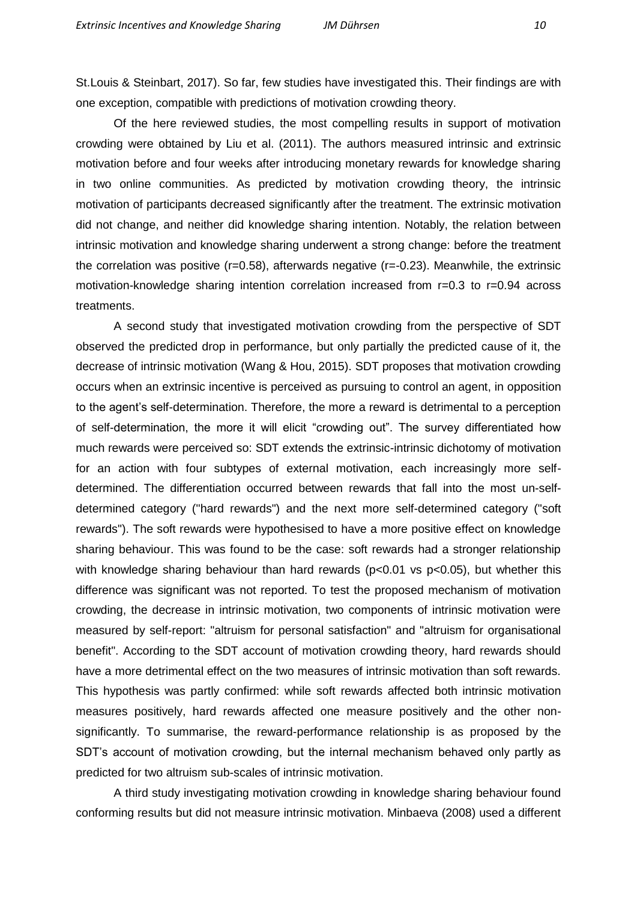St.Louis & Steinbart, 2017). So far, few studies have investigated this. Their findings are with one exception, compatible with predictions of motivation crowding theory.

Of the here reviewed studies, the most compelling results in support of motivation crowding were obtained by Liu et al. (2011). The authors measured intrinsic and extrinsic motivation before and four weeks after introducing monetary rewards for knowledge sharing in two online communities. As predicted by motivation crowding theory, the intrinsic motivation of participants decreased significantly after the treatment. The extrinsic motivation did not change, and neither did knowledge sharing intention. Notably, the relation between intrinsic motivation and knowledge sharing underwent a strong change: before the treatment the correlation was positive ($r=0.58$), afterwards negative ($r=-0.23$). Meanwhile, the extrinsic motivation-knowledge sharing intention correlation increased from $r=0.3$ to $r=0.94$ across treatments.

A second study that investigated motivation crowding from the perspective of SDT observed the predicted drop in performance, but only partially the predicted cause of it, the decrease of intrinsic motivation (Wang & Hou, 2015). SDT proposes that motivation crowding occurs when an extrinsic incentive is perceived as pursuing to control an agent, in opposition to the agent's self-determination. Therefore, the more a reward is detrimental to a perception of self-determination, the more it will elicit "crowding out". The survey differentiated how much rewards were perceived so: SDT extends the extrinsic-intrinsic dichotomy of motivation for an action with four subtypes of external motivation, each increasingly more self-determined. The differentiation occurred between rewards that fall into the most un-self-determined category ("hard rewards") and the next more self-determined category ("soft rewards"). The soft rewards were hypothesised to have a more positive effect on knowledge sharing behaviour. This was found to be the case: soft rewards had a stronger relationship with knowledge sharing behaviour than hard rewards ($p<0.01$ vs $p<0.05$), but whether this difference was significant was not reported. To test the proposed mechanism of motivation crowding, the decrease in intrinsic motivation, two components of intrinsic motivation were measured by self-report: "altruism for personal satisfaction" and "altruism for organisational benefit". According to the SDT account of motivation crowding theory, hard rewards should have a more detrimental effect on the two measures of intrinsic motivation than soft rewards. This hypothesis was partly confirmed: while soft rewards affected both intrinsic motivation measures positively, hard rewards affected one measure positively and the other non-significantly. To summarise, the reward-performance relationship is as proposed by the SDT's account of motivation crowding, but the internal mechanism behaved only partly as predicted for two altruism sub-scales of intrinsic motivation.

A third study investigating motivation crowding in knowledge sharing behaviour found conforming results but did not measure intrinsic motivation. Minbaeva (2008) used a different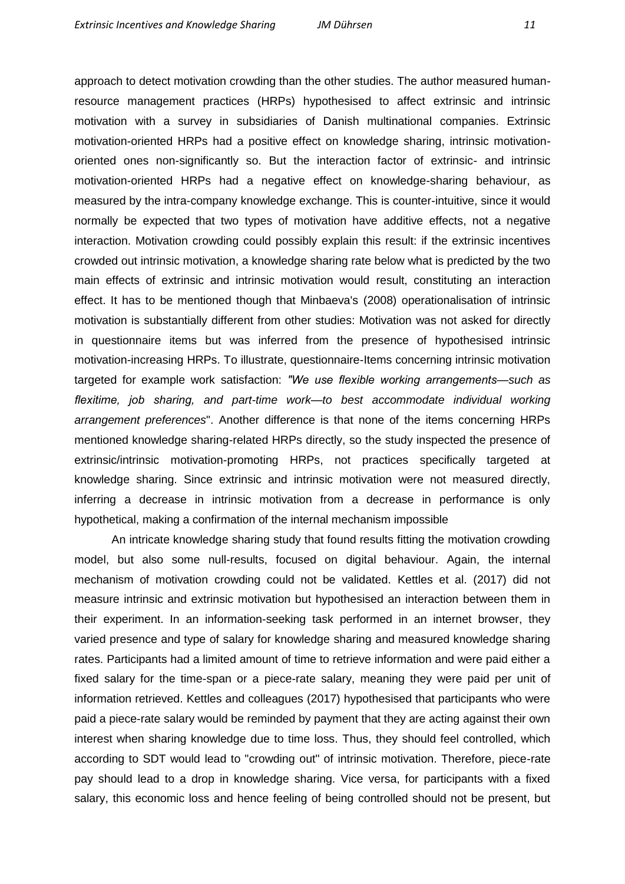approach to detect motivation crowding than the other studies. The author measured human-resource management practices (HRPs) hypothesised to affect extrinsic and intrinsic motivation with a survey in subsidiaries of Danish multinational companies. Extrinsic motivation-oriented HRPs had a positive effect on knowledge sharing, intrinsic motivation-oriented ones non-significantly so. But the interaction factor of extrinsic- and intrinsic motivation-oriented HRPs had a negative effect on knowledge-sharing behaviour, as measured by the intra-company knowledge exchange. This is counter-intuitive, since it would normally be expected that two types of motivation have additive effects, not a negative interaction. Motivation crowding could possibly explain this result: if the extrinsic incentives crowded out intrinsic motivation, a knowledge sharing rate below what is predicted by the two main effects of extrinsic and intrinsic motivation would result, constituting an interaction effect. It has to be mentioned though that Minbaeva's (2008) operationalisation of intrinsic motivation is substantially different from other studies: Motivation was not asked for directly in questionnaire items but was inferred from the presence of hypothesised intrinsic motivation-increasing HRPs. To illustrate, questionnaire-Items concerning intrinsic motivation targeted for example work satisfaction: *"We use flexible working arrangements—such as flexitime, job sharing, and part-time work—to best accommodate individual working arrangement preferences*". Another difference is that none of the items concerning HRPs mentioned knowledge sharing-related HRPs directly, so the study inspected the presence of extrinsic/intrinsic motivation-promoting HRPs, not practices specifically targeted at knowledge sharing. Since extrinsic and intrinsic motivation were not measured directly, inferring a decrease in intrinsic motivation from a decrease in performance is only hypothetical, making a confirmation of the internal mechanism impossible

An intricate knowledge sharing study that found results fitting the motivation crowding model, but also some null-results, focused on digital behaviour. Again, the internal mechanism of motivation crowding could not be validated. Kettles et al. (2017) did not measure intrinsic and extrinsic motivation but hypothesised an interaction between them in their experiment. In an information-seeking task performed in an internet browser, they varied presence and type of salary for knowledge sharing and measured knowledge sharing rates. Participants had a limited amount of time to retrieve information and were paid either a fixed salary for the time-span or a piece-rate salary, meaning they were paid per unit of information retrieved. Kettles and colleagues (2017) hypothesised that participants who were paid a piece-rate salary would be reminded by payment that they are acting against their own interest when sharing knowledge due to time loss. Thus, they should feel controlled, which according to SDT would lead to "crowding out" of intrinsic motivation. Therefore, piece-rate pay should lead to a drop in knowledge sharing. Vice versa, for participants with a fixed salary, this economic loss and hence feeling of being controlled should not be present, but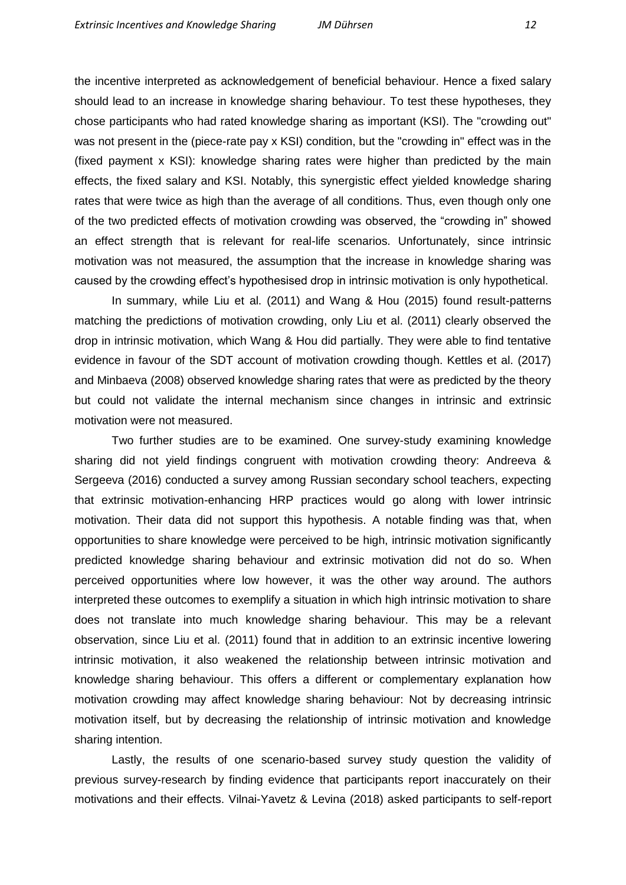the incentive interpreted as acknowledgement of beneficial behaviour. Hence a fixed salary should lead to an increase in knowledge sharing behaviour. To test these hypotheses, they chose participants who had rated knowledge sharing as important (KSI). The "crowding out" was not present in the (piece-rate pay x KSI) condition, but the "crowding in" effect was in the (fixed payment x KSI): knowledge sharing rates were higher than predicted by the main effects, the fixed salary and KSI. Notably, this synergistic effect yielded knowledge sharing rates that were twice as high than the average of all conditions. Thus, even though only one of the two predicted effects of motivation crowding was observed, the "crowding in" showed an effect strength that is relevant for real-life scenarios. Unfortunately, since intrinsic motivation was not measured, the assumption that the increase in knowledge sharing was caused by the crowding effect's hypothesised drop in intrinsic motivation is only hypothetical.

In summary, while Liu et al. (2011) and Wang & Hou (2015) found result-patterns matching the predictions of motivation crowding, only Liu et al. (2011) clearly observed the drop in intrinsic motivation, which Wang & Hou did partially. They were able to find tentative evidence in favour of the SDT account of motivation crowding though. Kettles et al. (2017) and Minbaeva (2008) observed knowledge sharing rates that were as predicted by the theory but could not validate the internal mechanism since changes in intrinsic and extrinsic motivation were not measured.

Two further studies are to be examined. One survey-study examining knowledge sharing did not yield findings congruent with motivation crowding theory: Andreeva & Sergeeva (2016) conducted a survey among Russian secondary school teachers, expecting that extrinsic motivation-enhancing HRP practices would go along with lower intrinsic motivation. Their data did not support this hypothesis. A notable finding was that, when opportunities to share knowledge were perceived to be high, intrinsic motivation significantly predicted knowledge sharing behaviour and extrinsic motivation did not do so. When perceived opportunities where low however, it was the other way around. The authors interpreted these outcomes to exemplify a situation in which high intrinsic motivation to share does not translate into much knowledge sharing behaviour. This may be a relevant observation, since Liu et al. (2011) found that in addition to an extrinsic incentive lowering intrinsic motivation, it also weakened the relationship between intrinsic motivation and knowledge sharing behaviour. This offers a different or complementary explanation how motivation crowding may affect knowledge sharing behaviour: Not by decreasing intrinsic motivation itself, but by decreasing the relationship of intrinsic motivation and knowledge sharing intention.

Lastly, the results of one scenario-based survey study question the validity of previous survey-research by finding evidence that participants report inaccurately on their motivations and their effects. Vilnai-Yavetz & Levina (2018) asked participants to self-report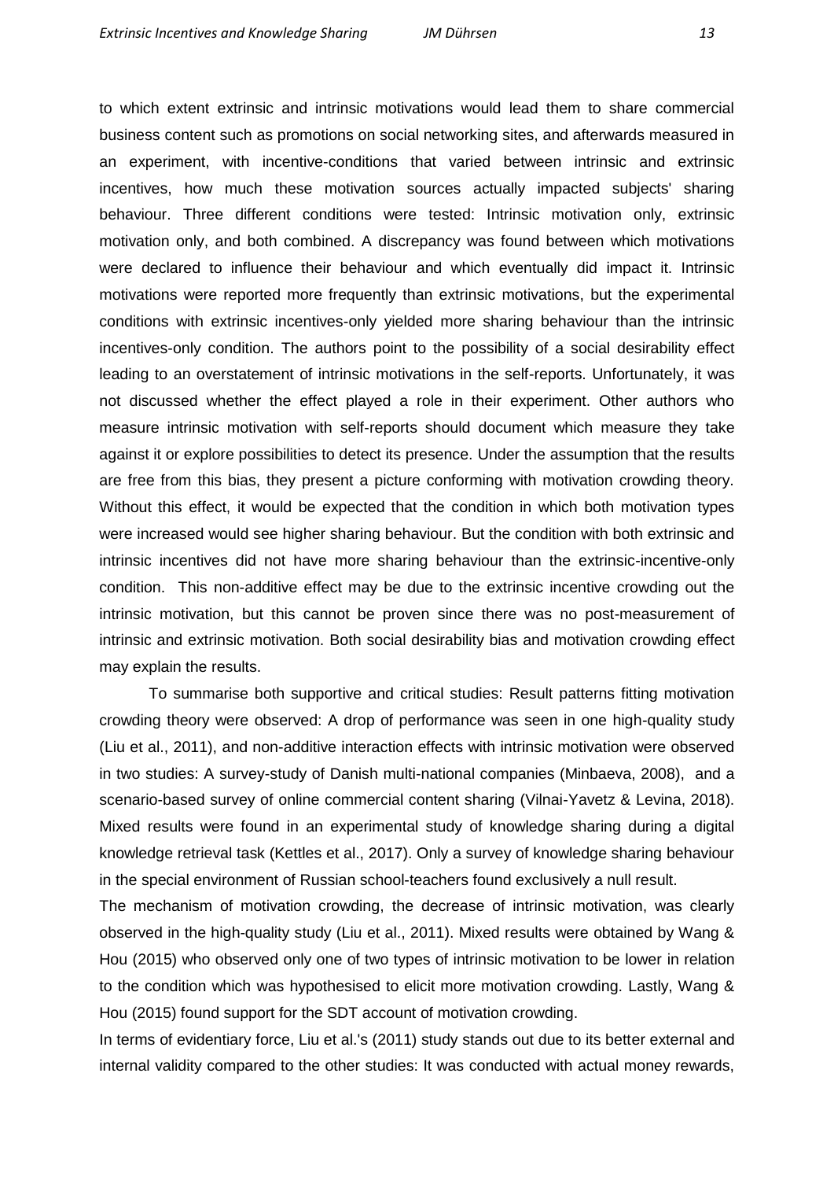to which extent extrinsic and intrinsic motivations would lead them to share commercial business content such as promotions on social networking sites, and afterwards measured in an experiment, with incentive-conditions that varied between intrinsic and extrinsic incentives, how much these motivation sources actually impacted subjects' sharing behaviour. Three different conditions were tested: Intrinsic motivation only, extrinsic motivation only, and both combined. A discrepancy was found between which motivations were declared to influence their behaviour and which eventually did impact it. Intrinsic motivations were reported more frequently than extrinsic motivations, but the experimental conditions with extrinsic incentives-only yielded more sharing behaviour than the intrinsic incentives-only condition. The authors point to the possibility of a social desirability effect leading to an overstatement of intrinsic motivations in the self-reports. Unfortunately, it was not discussed whether the effect played a role in their experiment. Other authors who measure intrinsic motivation with self-reports should document which measure they take against it or explore possibilities to detect its presence. Under the assumption that the results are free from this bias, they present a picture conforming with motivation crowding theory. Without this effect, it would be expected that the condition in which both motivation types were increased would see higher sharing behaviour. But the condition with both extrinsic and intrinsic incentives did not have more sharing behaviour than the extrinsic-incentive-only condition. This non-additive effect may be due to the extrinsic incentive crowding out the intrinsic motivation, but this cannot be proven since there was no post-measurement of intrinsic and extrinsic motivation. Both social desirability bias and motivation crowding effect may explain the results.

To summarise both supportive and critical studies: Result patterns fitting motivation crowding theory were observed: A drop of performance was seen in one high-quality study (Liu et al., 2011), and non-additive interaction effects with intrinsic motivation were observed in two studies: A survey-study of Danish multi-national companies (Minbaeva, 2008), and a scenario-based survey of online commercial content sharing (Vilnai-Yavetz & Levina, 2018). Mixed results were found in an experimental study of knowledge sharing during a digital knowledge retrieval task (Kettles et al., 2017). Only a survey of knowledge sharing behaviour in the special environment of Russian school-teachers found exclusively a null result.

The mechanism of motivation crowding, the decrease of intrinsic motivation, was clearly observed in the high-quality study (Liu et al., 2011). Mixed results were obtained by Wang & Hou (2015) who observed only one of two types of intrinsic motivation to be lower in relation to the condition which was hypothesised to elicit more motivation crowding. Lastly, Wang & Hou (2015) found support for the SDT account of motivation crowding.

In terms of evidentiary force, Liu et al.'s (2011) study stands out due to its better external and internal validity compared to the other studies: It was conducted with actual money rewards,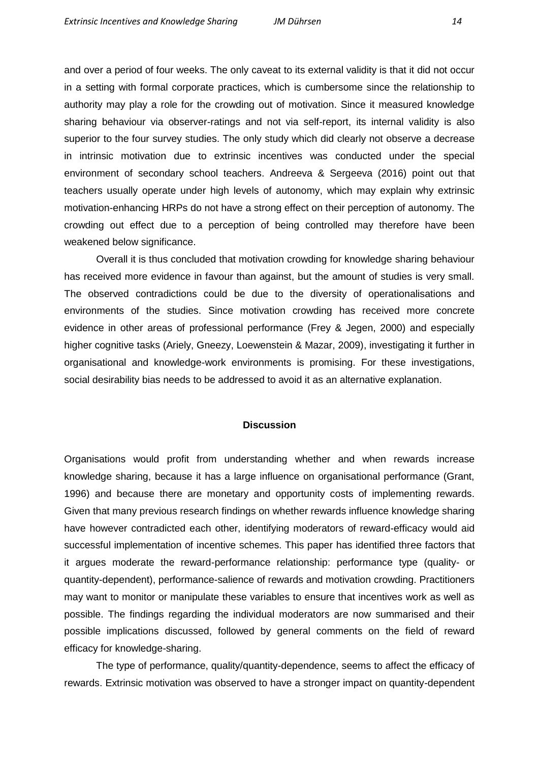and over a period of four weeks. The only caveat to its external validity is that it did not occur in a setting with formal corporate practices, which is cumbersome since the relationship to authority may play a role for the crowding out of motivation. Since it measured knowledge sharing behaviour via observer-ratings and not via self-report, its internal validity is also superior to the four survey studies. The only study which did clearly not observe a decrease in intrinsic motivation due to extrinsic incentives was conducted under the special environment of secondary school teachers. Andreeva & Sergeeva (2016) point out that teachers usually operate under high levels of autonomy, which may explain why extrinsic motivation-enhancing HRPs do not have a strong effect on their perception of autonomy. The crowding out effect due to a perception of being controlled may therefore have been weakened below significance.

Overall it is thus concluded that motivation crowding for knowledge sharing behaviour has received more evidence in favour than against, but the amount of studies is very small. The observed contradictions could be due to the diversity of operationalisations and environments of the studies. Since motivation crowding has received more concrete evidence in other areas of professional performance (Frey & Jegen, 2000) and especially higher cognitive tasks (Ariely, Gneezy, Loewenstein & Mazar, 2009), investigating it further in organisational and knowledge-work environments is promising. For these investigations, social desirability bias needs to be addressed to avoid it as an alternative explanation.

## Discussion

Organisations would profit from understanding whether and when rewards increase knowledge sharing, because it has a large influence on organisational performance (Grant, 1996) and because there are monetary and opportunity costs of implementing rewards. Given that many previous research findings on whether rewards influence knowledge sharing have however contradicted each other, identifying moderators of reward-efficacy would aid successful implementation of incentive schemes. This paper has identified three factors that it argues moderate the reward-performance relationship: performance type (quality- or quantity-dependent), performance-salience of rewards and motivation crowding. Practitioners may want to monitor or manipulate these variables to ensure that incentives work as well as possible. The findings regarding the individual moderators are now summarised and their possible implications discussed, followed by general comments on the field of reward efficacy for knowledge-sharing.

The type of performance, quality/quantity-dependence, seems to affect the efficacy of rewards. Extrinsic motivation was observed to have a stronger impact on quantity-dependent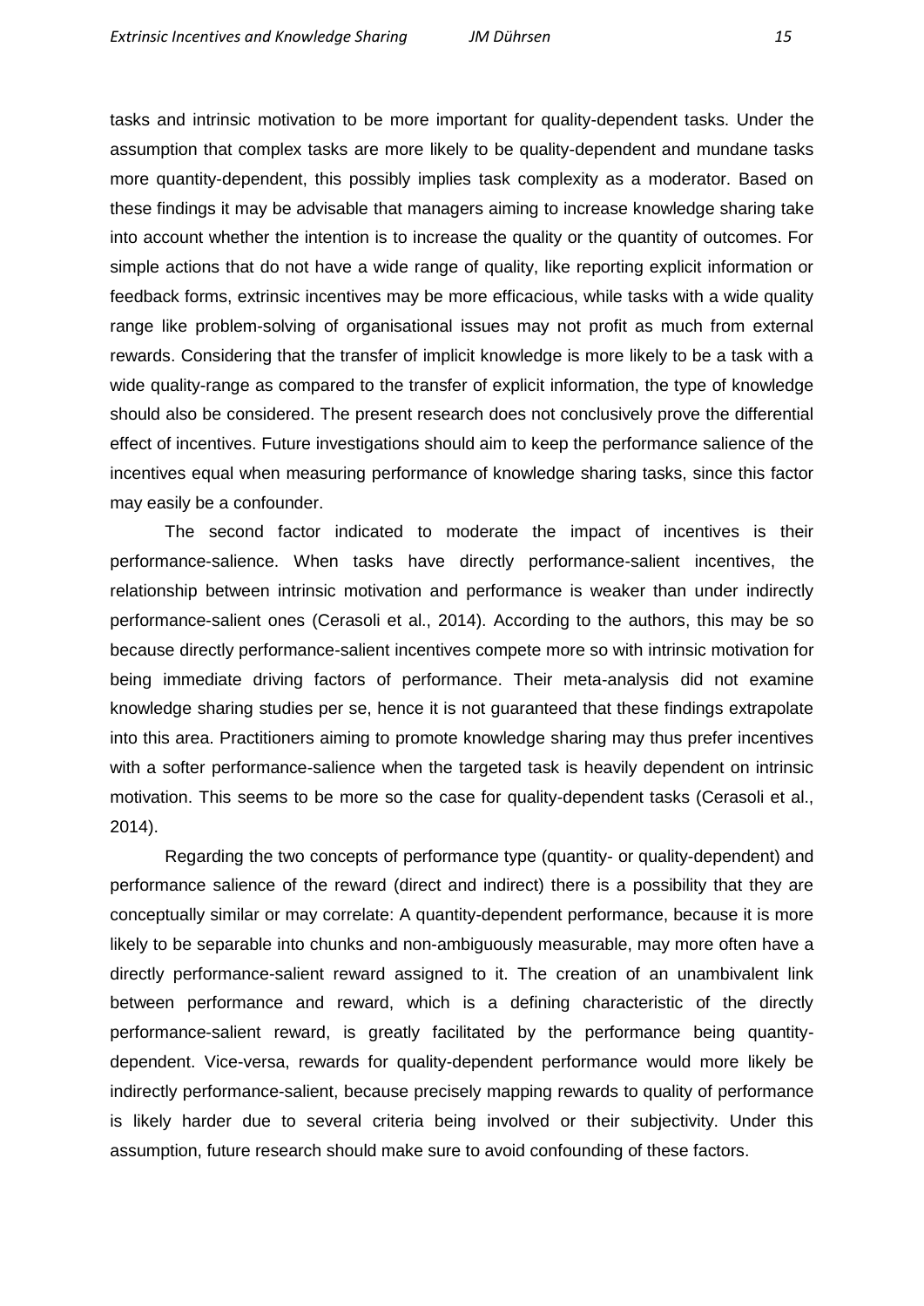tasks and intrinsic motivation to be more important for quality-dependent tasks. Under the assumption that complex tasks are more likely to be quality-dependent and mundane tasks more quantity-dependent, this possibly implies task complexity as a moderator. Based on these findings it may be advisable that managers aiming to increase knowledge sharing take into account whether the intention is to increase the quality or the quantity of outcomes. For simple actions that do not have a wide range of quality, like reporting explicit information or feedback forms, extrinsic incentives may be more efficacious, while tasks with a wide quality range like problem-solving of organisational issues may not profit as much from external rewards. Considering that the transfer of implicit knowledge is more likely to be a task with a wide quality-range as compared to the transfer of explicit information, the type of knowledge should also be considered. The present research does not conclusively prove the differential effect of incentives. Future investigations should aim to keep the performance salience of the incentives equal when measuring performance of knowledge sharing tasks, since this factor may easily be a confounder.

The second factor indicated to moderate the impact of incentives is their performance-salience. When tasks have directly performance-salient incentives, the relationship between intrinsic motivation and performance is weaker than under indirectly performance-salient ones (Cerasoli et al., 2014). According to the authors, this may be so because directly performance-salient incentives compete more so with intrinsic motivation for being immediate driving factors of performance. Their meta-analysis did not examine knowledge sharing studies per se, hence it is not guaranteed that these findings extrapolate into this area. Practitioners aiming to promote knowledge sharing may thus prefer incentives with a softer performance-salience when the targeted task is heavily dependent on intrinsic motivation. This seems to be more so the case for quality-dependent tasks (Cerasoli et al., 2014).

Regarding the two concepts of performance type (quantity- or quality-dependent) and performance salience of the reward (direct and indirect) there is a possibility that they are conceptually similar or may correlate: A quantity-dependent performance, because it is more likely to be separable into chunks and non-ambiguously measurable, may more often have a directly performance-salient reward assigned to it. The creation of an unambivalent link between performance and reward, which is a defining characteristic of the directly performance-salient reward, is greatly facilitated by the performance being quantity-dependent. Vice-versa, rewards for quality-dependent performance would more likely be indirectly performance-salient, because precisely mapping rewards to quality of performance is likely harder due to several criteria being involved or their subjectivity. Under this assumption, future research should make sure to avoid confounding of these factors.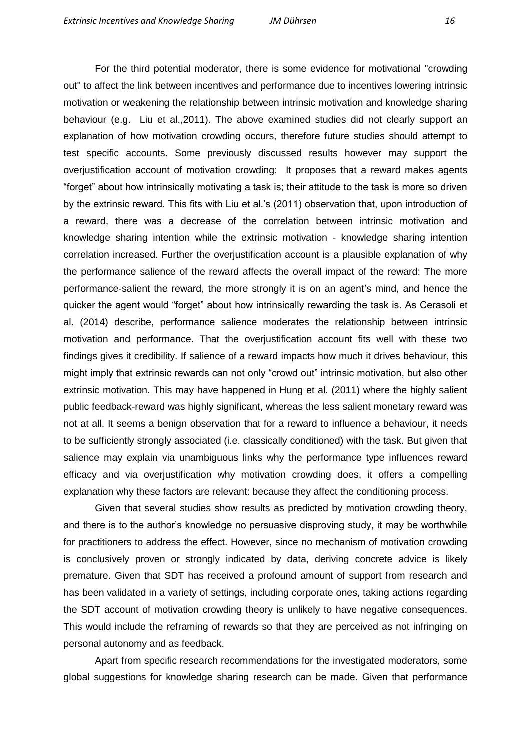For the third potential moderator, there is some evidence for motivational "crowding out" to affect the link between incentives and performance due to incentives lowering intrinsic motivation or weakening the relationship between intrinsic motivation and knowledge sharing behaviour (e.g. Liu et al.,2011). The above examined studies did not clearly support an explanation of how motivation crowding occurs, therefore future studies should attempt to test specific accounts. Some previously discussed results however may support the overjustification account of motivation crowding: It proposes that a reward makes agents "forget" about how intrinsically motivating a task is; their attitude to the task is more so driven by the extrinsic reward. This fits with Liu et al.'s (2011) observation that, upon introduction of a reward, there was a decrease of the correlation between intrinsic motivation and knowledge sharing intention while the extrinsic motivation - knowledge sharing intention correlation increased. Further the overjustification account is a plausible explanation of why the performance salience of the reward affects the overall impact of the reward: The more performance-salient the reward, the more strongly it is on an agent's mind, and hence the quicker the agent would "forget" about how intrinsically rewarding the task is. As Cerasoli et al. (2014) describe, performance salience moderates the relationship between intrinsic motivation and performance. That the overjustification account fits well with these two findings gives it credibility. If salience of a reward impacts how much it drives behaviour, this might imply that extrinsic rewards can not only "crowd out" intrinsic motivation, but also other extrinsic motivation. This may have happened in Hung et al. (2011) where the highly salient public feedback-reward was highly significant, whereas the less salient monetary reward was not at all. It seems a benign observation that for a reward to influence a behaviour, it needs to be sufficiently strongly associated (i.e. classically conditioned) with the task. But given that salience may explain via unambiguous links why the performance type influences reward efficacy and via overjustification why motivation crowding does, it offers a compelling explanation why these factors are relevant: because they affect the conditioning process.

Given that several studies show results as predicted by motivation crowding theory, and there is to the author's knowledge no persuasive disproving study, it may be worthwhile for practitioners to address the effect. However, since no mechanism of motivation crowding is conclusively proven or strongly indicated by data, deriving concrete advice is likely premature. Given that SDT has received a profound amount of support from research and has been validated in a variety of settings, including corporate ones, taking actions regarding the SDT account of motivation crowding theory is unlikely to have negative consequences. This would include the reframing of rewards so that they are perceived as not infringing on personal autonomy and as feedback.

Apart from specific research recommendations for the investigated moderators, some global suggestions for knowledge sharing research can be made. Given that performance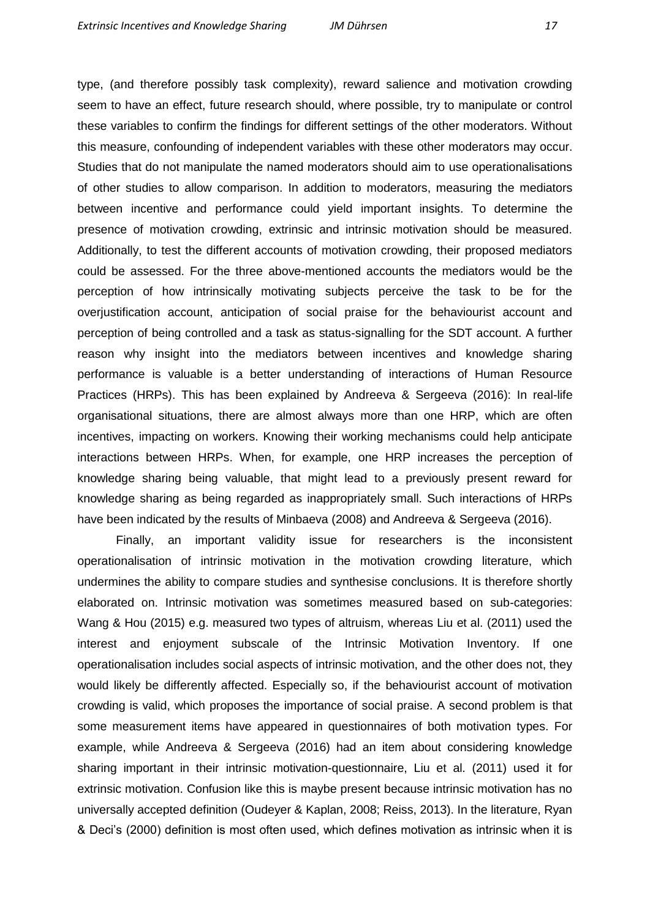type, (and therefore possibly task complexity), reward salience and motivation crowding seem to have an effect, future research should, where possible, try to manipulate or control these variables to confirm the findings for different settings of the other moderators. Without this measure, confounding of independent variables with these other moderators may occur. Studies that do not manipulate the named moderators should aim to use operationalisations of other studies to allow comparison. In addition to moderators, measuring the mediators between incentive and performance could yield important insights. To determine the presence of motivation crowding, extrinsic and intrinsic motivation should be measured. Additionally, to test the different accounts of motivation crowding, their proposed mediators could be assessed. For the three above-mentioned accounts the mediators would be the perception of how intrinsically motivating subjects perceive the task to be for the overjustification account, anticipation of social praise for the behaviourist account and perception of being controlled and a task as status-signalling for the SDT account. A further reason why insight into the mediators between incentives and knowledge sharing performance is valuable is a better understanding of interactions of Human Resource Practices (HRPs). This has been explained by Andreeva & Sergeeva (2016): In real-life organisational situations, there are almost always more than one HRP, which are often incentives, impacting on workers. Knowing their working mechanisms could help anticipate interactions between HRPs. When, for example, one HRP increases the perception of knowledge sharing being valuable, that might lead to a previously present reward for knowledge sharing as being regarded as inappropriately small. Such interactions of HRPs have been indicated by the results of Minbaeva (2008) and Andreeva & Sergeeva (2016).

Finally, an important validity issue for researchers is the inconsistent operationalisation of intrinsic motivation in the motivation crowding literature, which undermines the ability to compare studies and synthesise conclusions. It is therefore shortly elaborated on. Intrinsic motivation was sometimes measured based on sub-categories: Wang & Hou (2015) e.g. measured two types of altruism, whereas Liu et al. (2011) used the interest and enjoyment subscale of the Intrinsic Motivation Inventory. If one operationalisation includes social aspects of intrinsic motivation, and the other does not, they would likely be differently affected. Especially so, if the behaviourist account of motivation crowding is valid, which proposes the importance of social praise. A second problem is that some measurement items have appeared in questionnaires of both motivation types. For example, while Andreeva & Sergeeva (2016) had an item about considering knowledge sharing important in their intrinsic motivation-questionnaire, Liu et al. (2011) used it for extrinsic motivation. Confusion like this is maybe present because intrinsic motivation has no universally accepted definition (Oudeyer & Kaplan, 2008; Reiss, 2013). In the literature, Ryan & Deci's (2000) definition is most often used, which defines motivation as intrinsic when it is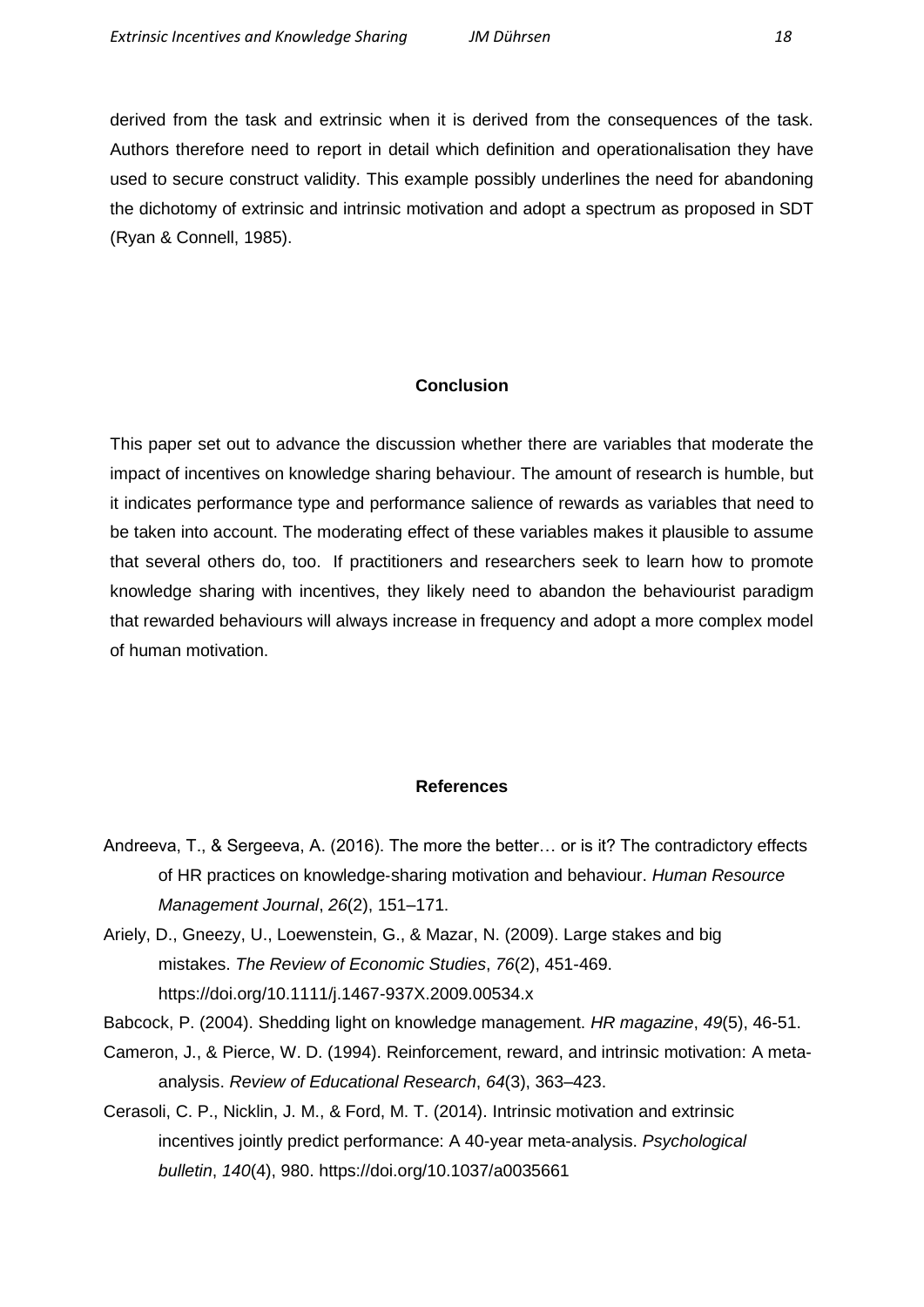derived from the task and extrinsic when it is derived from the consequences of the task. Authors therefore need to report in detail which definition and operationalisation they have used to secure construct validity. This example possibly underlines the need for abandoning the dichotomy of extrinsic and intrinsic motivation and adopt a spectrum as proposed in SDT (Ryan & Connell, 1985).

## Conclusion

This paper set out to advance the discussion whether there are variables that moderate the impact of incentives on knowledge sharing behaviour. The amount of research is humble, but it indicates performance type and performance salience of rewards as variables that need to be taken into account. The moderating effect of these variables makes it plausible to assume that several others do, too. If practitioners and researchers seek to learn how to promote knowledge sharing with incentives, they likely need to abandon the behaviourist paradigm that rewarded behaviours will always increase in frequency and adopt a more complex model of human motivation.

## References

Andreeva, T., & Sergeeva, A. (2016). The more the better… or is it? The contradictory effects of HR practices on knowledge-sharing motivation and behaviour. *Human Resource Management Journal*, *26*(2), 151–171.

Ariely, D., Gneezy, U., Loewenstein, G., & Mazar, N. (2009). Large stakes and big mistakes. *The Review of Economic Studies*, *76*(2), 451-469. https://doi.org/10.1111/j.1467-937X.2009.00534.x

Babcock, P. (2004). Shedding light on knowledge management. *HR magazine*, *49*(5), 46-51.

Cameron, J., & Pierce, W. D. (1994). Reinforcement, reward, and intrinsic motivation: A meta-analysis. *Review of Educational Research*, *64*(3), 363–423.

Cerasoli, C. P., Nicklin, J. M., & Ford, M. T. (2014). Intrinsic motivation and extrinsic incentives jointly predict performance: A 40-year meta-analysis. *Psychological bulletin*, *140*(4), 980. https://doi.org/10.1037/a0035661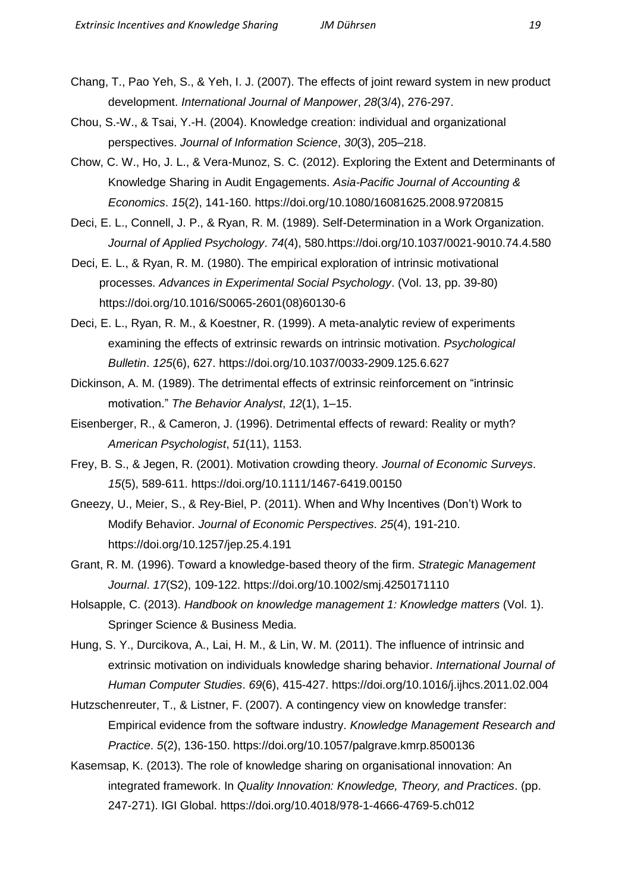Chang, T., Pao Yeh, S., & Yeh, I. J. (2007). The effects of joint reward system in new product development. *International Journal of Manpower*, *28*(3/4), 276-297.

Chou, S.-W., & Tsai, Y.-H. (2004). Knowledge creation: individual and organizational perspectives. *Journal of Information Science*, *30*(3), 205–218.

Chow, C. W., Ho, J. L., & Vera-Munoz, S. C. (2012). Exploring the Extent and Determinants of Knowledge Sharing in Audit Engagements. *Asia-Pacific Journal of Accounting & Economics*. *15*(2), 141-160. https://doi.org/10.1080/16081625.2008.9720815

Deci, E. L., Connell, J. P., & Ryan, R. M. (1989). Self-Determination in a Work Organization. *Journal of Applied Psychology*. *74*(4), 580.https://doi.org/10.1037/0021-9010.74.4.580

Deci, E. L., & Ryan, R. M. (1980). The empirical exploration of intrinsic motivational processes. *Advances in Experimental Social Psychology*. (Vol. 13, pp. 39-80) https://doi.org/10.1016/S0065-2601(08)60130-6

Deci, E. L., Ryan, R. M., & Koestner, R. (1999). A meta-analytic review of experiments examining the effects of extrinsic rewards on intrinsic motivation. *Psychological Bulletin*. *125*(6), 627. https://doi.org/10.1037/0033-2909.125.6.627

Dickinson, A. M. (1989). The detrimental effects of extrinsic reinforcement on "intrinsic motivation." *The Behavior Analyst*, *12*(1), 1–15.

Eisenberger, R., & Cameron, J. (1996). Detrimental effects of reward: Reality or myth? *American Psychologist*, *51*(11), 1153.

Frey, B. S., & Jegen, R. (2001). Motivation crowding theory. *Journal of Economic Surveys*. *15*(5), 589-611. https://doi.org/10.1111/1467-6419.00150

Gneezy, U., Meier, S., & Rey-Biel, P. (2011). When and Why Incentives (Don't) Work to Modify Behavior. *Journal of Economic Perspectives*. *25*(4), 191-210. https://doi.org/10.1257/jep.25.4.191

Grant, R. M. (1996). Toward a knowledge-based theory of the firm. *Strategic Management Journal*. *17*(S2), 109-122. https://doi.org/10.1002/smj.4250171110

Holsapple, C. (2013). *Handbook on knowledge management 1: Knowledge matters* (Vol. 1). Springer Science & Business Media.

Hung, S. Y., Durcikova, A., Lai, H. M., & Lin, W. M. (2011). The influence of intrinsic and extrinsic motivation on individuals knowledge sharing behavior. *International Journal of Human Computer Studies*. *69*(6), 415-427. https://doi.org/10.1016/j.ijhcs.2011.02.004

Hutzschenreuter, T., & Listner, F. (2007). A contingency view on knowledge transfer: Empirical evidence from the software industry. *Knowledge Management Research and Practice*. *5*(2), 136-150. https://doi.org/10.1057/palgrave.kmrp.8500136

Kasemsap, K. (2013). The role of knowledge sharing on organisational innovation: An integrated framework. In *Quality Innovation: Knowledge, Theory, and Practices*. (pp. 247-271). IGI Global. https://doi.org/10.4018/978-1-4666-4769-5.ch012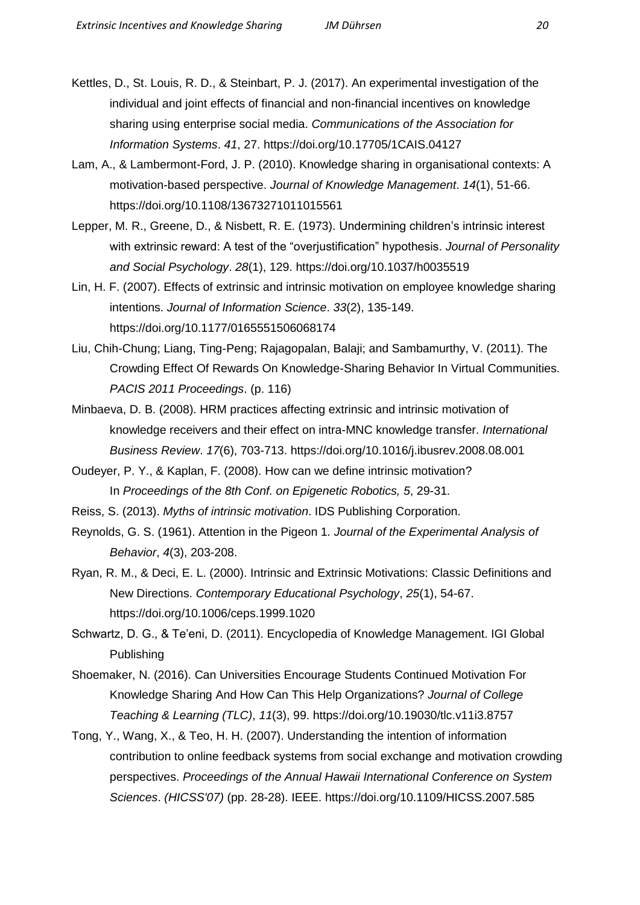Kettles, D., St. Louis, R. D., & Steinbart, P. J. (2017). An experimental investigation of the individual and joint effects of financial and non-financial incentives on knowledge sharing using enterprise social media. *Communications of the Association for Information Systems*. *41*, 27. https://doi.org/10.17705/1CAIS.04127

Lam, A., & Lambermont-Ford, J. P. (2010). Knowledge sharing in organisational contexts: A motivation-based perspective. *Journal of Knowledge Management*. *14*(1), 51-66. https://doi.org/10.1108/13673271011015561

Lepper, M. R., Greene, D., & Nisbett, R. E. (1973). Undermining children's intrinsic interest with extrinsic reward: A test of the "overjustification" hypothesis. *Journal of Personality and Social Psychology*. *28*(1), 129. https://doi.org/10.1037/h0035519

Lin, H. F. (2007). Effects of extrinsic and intrinsic motivation on employee knowledge sharing intentions. *Journal of Information Science*. *33*(2), 135-149. https://doi.org/10.1177/0165551506068174

Liu, Chih-Chung; Liang, Ting-Peng; Rajagopalan, Balaji; and Sambamurthy, V. (2011). The Crowding Effect Of Rewards On Knowledge-Sharing Behavior In Virtual Communities. *PACIS 2011 Proceedings*. (p. 116)

Minbaeva, D. B. (2008). HRM practices affecting extrinsic and intrinsic motivation of knowledge receivers and their effect on intra-MNC knowledge transfer. *International Business Review*. *17*(6), 703-713. https://doi.org/10.1016/j.ibusrev.2008.08.001

Oudeyer, P. Y., & Kaplan, F. (2008). How can we define intrinsic motivation? In *Proceedings of the 8th Conf. on Epigenetic Robotics, 5*, 29-31.

Reiss, S. (2013). *Myths of intrinsic motivation*. IDS Publishing Corporation.

Reynolds, G. S. (1961). Attention in the Pigeon 1. *Journal of the Experimental Analysis of Behavior*, *4*(3), 203-208.

Ryan, R. M., & Deci, E. L. (2000). Intrinsic and Extrinsic Motivations: Classic Definitions and New Directions. *Contemporary Educational Psychology*, *25*(1), 54-67. https://doi.org/10.1006/ceps.1999.1020

Schwartz, D. G., & Te'eni, D. (2011). Encyclopedia of Knowledge Management. IGI Global Publishing

Shoemaker, N. (2016). Can Universities Encourage Students Continued Motivation For Knowledge Sharing And How Can This Help Organizations? *Journal of College Teaching & Learning (TLC)*, *11*(3), 99. https://doi.org/10.19030/tlc.v11i3.8757

Tong, Y., Wang, X., & Teo, H. H. (2007). Understanding the intention of information contribution to online feedback systems from social exchange and motivation crowding perspectives. *Proceedings of the Annual Hawaii International Conference on System Sciences*. *(HICSS'07)* (pp. 28-28). IEEE. https://doi.org/10.1109/HICSS.2007.585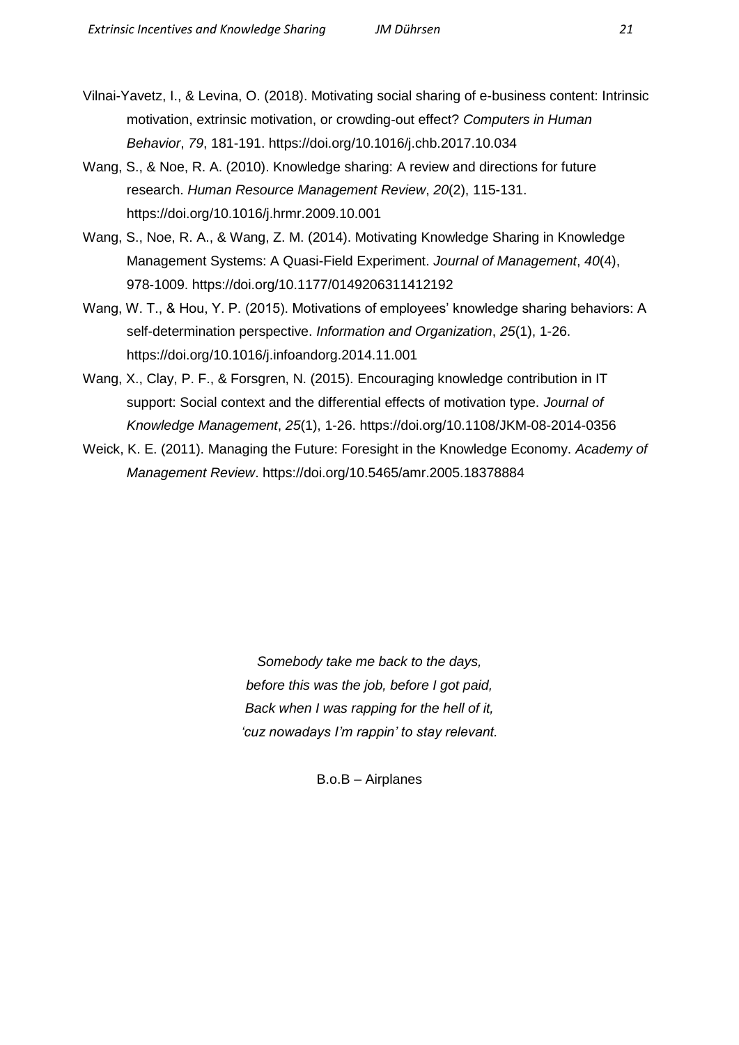Vilnai-Yavetz, I., & Levina, O. (2018). Motivating social sharing of e-business content: Intrinsic motivation, extrinsic motivation, or crowding-out effect? *Computers in Human Behavior*, *79*, 181-191. https://doi.org/10.1016/j.chb.2017.10.034

Wang, S., & Noe, R. A. (2010). Knowledge sharing: A review and directions for future research. *Human Resource Management Review*, *20*(2), 115-131. https://doi.org/10.1016/j.hrmr.2009.10.001

Wang, S., Noe, R. A., & Wang, Z. M. (2014). Motivating Knowledge Sharing in Knowledge Management Systems: A Quasi-Field Experiment. *Journal of Management*, *40*(4), 978-1009. https://doi.org/10.1177/0149206311412192

Wang, W. T., & Hou, Y. P. (2015). Motivations of employees' knowledge sharing behaviors: A self-determination perspective. *Information and Organization*, *25*(1), 1-26. https://doi.org/10.1016/j.infoandorg.2014.11.001

Wang, X., Clay, P. F., & Forsgren, N. (2015). Encouraging knowledge contribution in IT support: Social context and the differential effects of motivation type. *Journal of Knowledge Management*, *25*(1), 1-26. https://doi.org/10.1108/JKM-08-2014-0356

Weick, K. E. (2011). Managing the Future: Foresight in the Knowledge Economy. *Academy of Management Review*. https://doi.org/10.5465/amr.2005.18378884

*Somebody take me back to the days,*
*before this was the job, before I got paid,*
*Back when I was rapping for the hell of it,*
*'cuz nowadays I'm rappin' to stay relevant.*

B.o.B – Airplanes